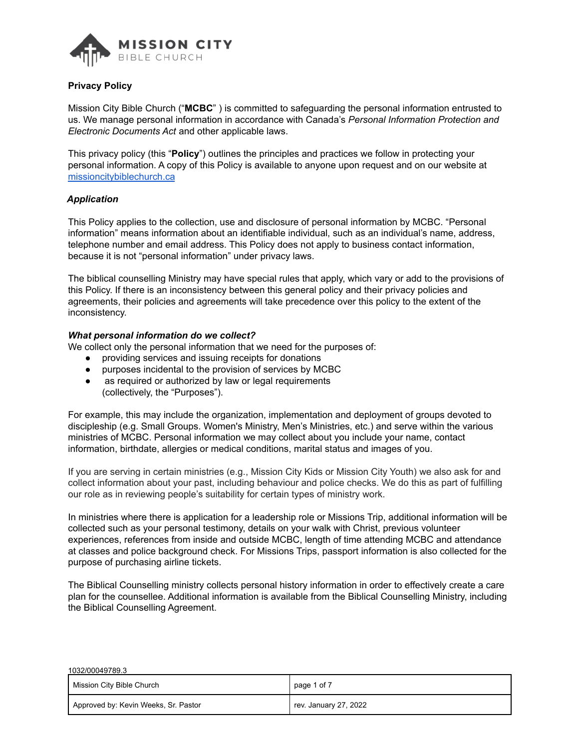**Privacy Policy**

Mission City Bible Church ("**MCBC**" ) is committed to safeguarding the personal information entrusted to us. We manage personal information in accordance with Canada's *Personal Information Protection and Electronic Documents Act* and other applicable laws.

This privacy policy (this "**Policy**") outlines the principles and practices we follow in protecting your personal information. A copy of this Policy is available to anyone upon request and on our website at [missioncitybiblechurch.ca](missioncitybiblechurch.ca)

***Application***

This Policy applies to the collection, use and disclosure of personal information by MCBC. "Personal information" means information about an identifiable individual, such as an individual's name, address, telephone number and email address. This Policy does not apply to business contact information, because it is not "personal information" under privacy laws.

The biblical counselling Ministry may have special rules that apply, which vary or add to the provisions of this Policy. If there is an inconsistency between this general policy and their privacy policies and agreements, their policies and agreements will take precedence over this policy to the extent of the inconsistency.

***What personal information do we collect?***

We collect only the personal information that we need for the purposes of:

- providing services and issuing receipts for donations
- purposes incidental to the provision of services by MCBC
- as required or authorized by law or legal requirements

(collectively, the "Purposes").

For example, this may include the organization, implementation and deployment of groups devoted to discipleship (e.g. Small Groups. Women's Ministry, Men's Ministries, etc.) and serve within the various ministries of MCBC. Personal information we may collect about you include your name, contact information, birthdate, allergies or medical conditions, marital status and images of you.

If you are serving in certain ministries (e.g., Mission City Kids or Mission City Youth) we also ask for and collect information about your past, including behaviour and police checks. We do this as part of fulfilling our role as in reviewing people's suitability for certain types of ministry work.

In ministries where there is application for a leadership role or Missions Trip, additional information will be collected such as your personal testimony, details on your walk with Christ, previous volunteer experiences, references from inside and outside MCBC, length of time attending MCBC and attendance at classes and police background check. For Missions Trips, passport information is also collected for the purpose of purchasing airline tickets.

The Biblical Counselling ministry collects personal history information in order to effectively create a care plan for the counsellee. Additional information is available from the Biblical Counselling Ministry, including the Biblical Counselling Agreement.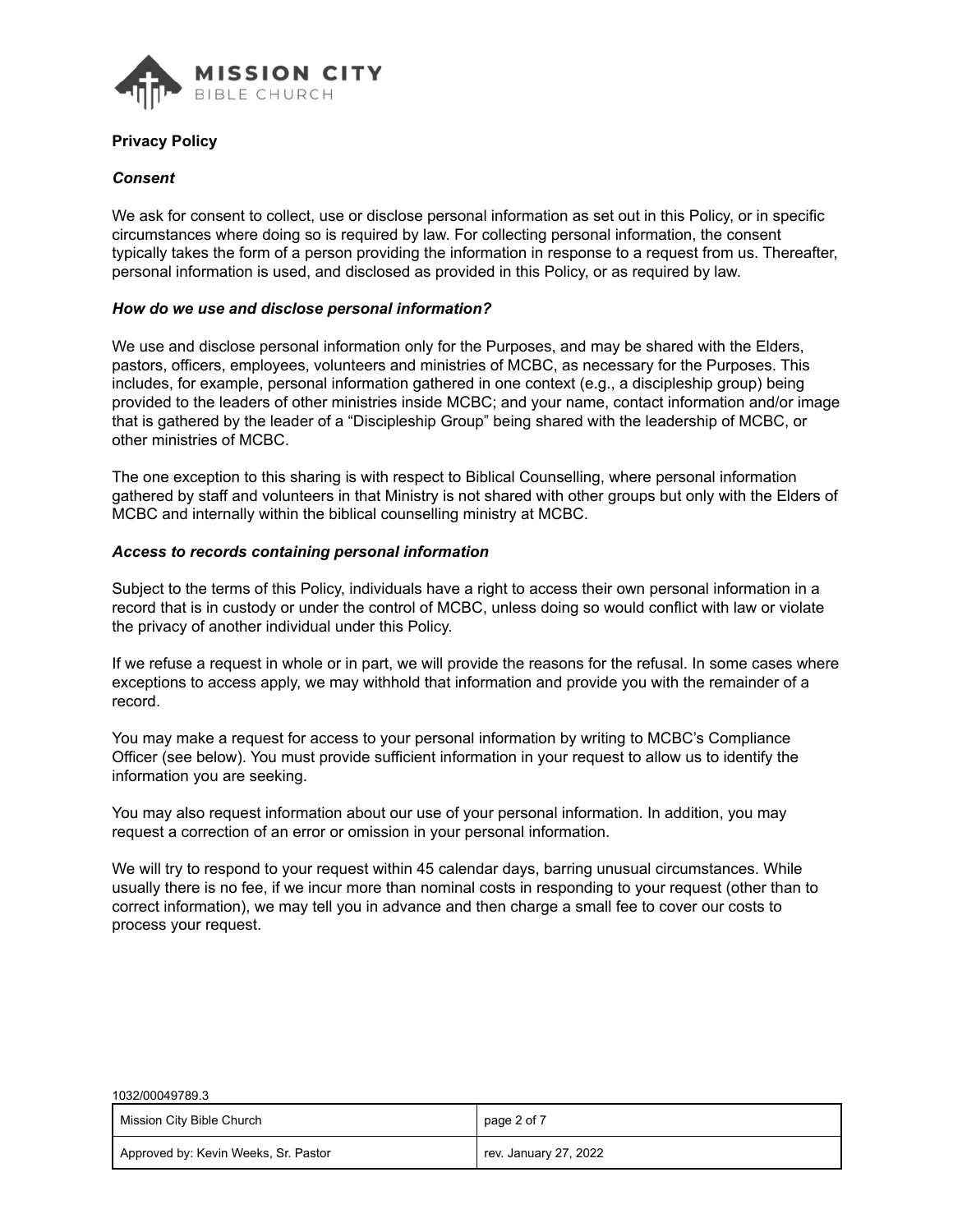**Privacy Policy**

***Consent***

We ask for consent to collect, use or disclose personal information as set out in this Policy, or in specific circumstances where doing so is required by law. For collecting personal information, the consent typically takes the form of a person providing the information in response to a request from us. Thereafter, personal information is used, and disclosed as provided in this Policy, or as required by law.

***How do we use and disclose personal information?***

We use and disclose personal information only for the Purposes, and may be shared with the Elders, pastors, officers, employees, volunteers and ministries of MCBC, as necessary for the Purposes. This includes, for example, personal information gathered in one context (e.g., a discipleship group) being provided to the leaders of other ministries inside MCBC; and your name, contact information and/or image that is gathered by the leader of a “Discipleship Group” being shared with the leadership of MCBC, or other ministries of MCBC.

The one exception to this sharing is with respect to Biblical Counselling, where personal information gathered by staff and volunteers in that Ministry is not shared with other groups but only with the Elders of MCBC and internally within the biblical counselling ministry at MCBC.

***Access to records containing personal information***

Subject to the terms of this Policy, individuals have a right to access their own personal information in a record that is in custody or under the control of MCBC, unless doing so would conflict with law or violate the privacy of another individual under this Policy.

If we refuse a request in whole or in part, we will provide the reasons for the refusal. In some cases where exceptions to access apply, we may withhold that information and provide you with the remainder of a record.

You may make a request for access to your personal information by writing to MCBC’s Compliance Officer (see below). You must provide sufficient information in your request to allow us to identify the information you are seeking.

You may also request information about our use of your personal information. In addition, you may request a correction of an error or omission in your personal information.

We will try to respond to your request within 45 calendar days, barring unusual circumstances. While usually there is no fee, if we incur more than nominal costs in responding to your request (other than to correct information), we may tell you in advance and then charge a small fee to cover our costs to process your request.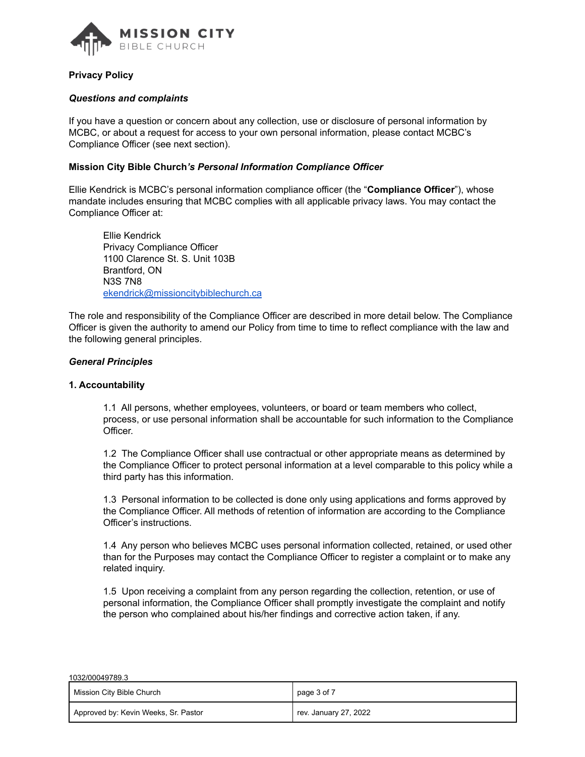**Privacy Policy**

***Questions and complaints***

If you have a question or concern about any collection, use or disclosure of personal information by MCBC, or about a request for access to your own personal information, please contact MCBC's Compliance Officer (see next section).

**Mission City Bible Church*'s Personal Information Compliance Officer***

Ellie Kendrick is MCBC's personal information compliance officer (the "**Compliance Officer**"), whose mandate includes ensuring that MCBC complies with all applicable privacy laws. You may contact the Compliance Officer at:

> Ellie Kendrick
> Privacy Compliance Officer
> 1100 Clarence St. S. Unit 103B
> Brantford, ON
> N3S 7N8
> ekendrick@missioncitybiblechurch.ca

The role and responsibility of the Compliance Officer are described in more detail below. The Compliance Officer is given the authority to amend our Policy from time to time to reflect compliance with the law and the following general principles.

***General Principles***

**1. Accountability**

1.1 All persons, whether employees, volunteers, or board or team members who collect, process, or use personal information shall be accountable for such information to the Compliance Officer.

1.2 The Compliance Officer shall use contractual or other appropriate means as determined by the Compliance Officer to protect personal information at a level comparable to this policy while a third party has this information.

1.3 Personal information to be collected is done only using applications and forms approved by the Compliance Officer. All methods of retention of information are according to the Compliance Officer's instructions.

1.4 Any person who believes MCBC uses personal information collected, retained, or used other than for the Purposes may contact the Compliance Officer to register a complaint or to make any related inquiry.

1.5 Upon receiving a complaint from any person regarding the collection, retention, or use of personal information, the Compliance Officer shall promptly investigate the complaint and notify the person who complained about his/her findings and corrective action taken, if any.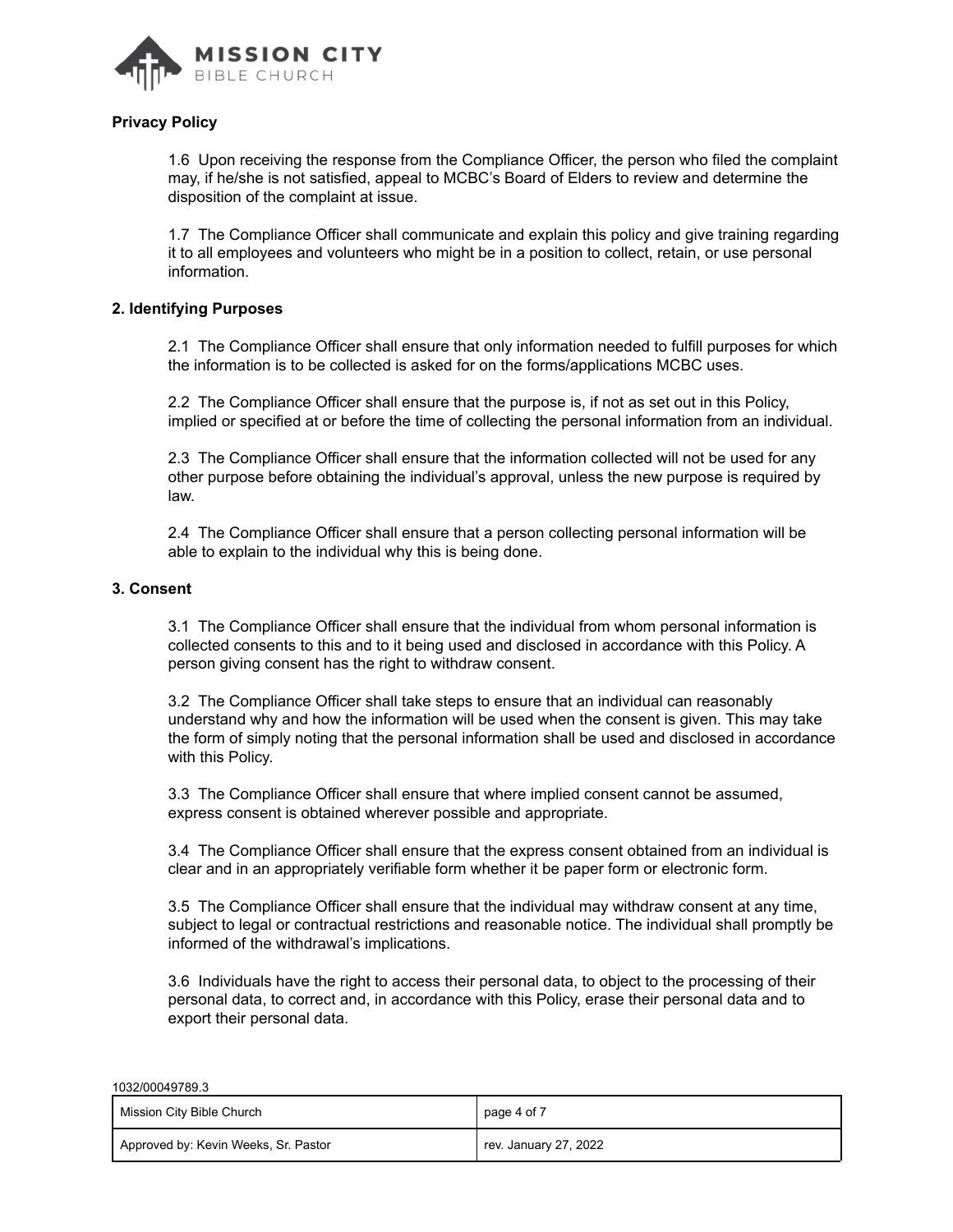**Privacy Policy**

1.6 Upon receiving the response from the Compliance Officer, the person who filed the complaint may, if he/she is not satisfied, appeal to MCBC's Board of Elders to review and determine the disposition of the complaint at issue.

1.7 The Compliance Officer shall communicate and explain this policy and give training regarding it to all employees and volunteers who might be in a position to collect, retain, or use personal information.

**2. Identifying Purposes**

2.1 The Compliance Officer shall ensure that only information needed to fulfill purposes for which the information is to be collected is asked for on the forms/applications MCBC uses.

2.2 The Compliance Officer shall ensure that the purpose is, if not as set out in this Policy, implied or specified at or before the time of collecting the personal information from an individual.

2.3 The Compliance Officer shall ensure that the information collected will not be used for any other purpose before obtaining the individual's approval, unless the new purpose is required by law.

2.4 The Compliance Officer shall ensure that a person collecting personal information will be able to explain to the individual why this is being done.

**3. Consent**

3.1 The Compliance Officer shall ensure that the individual from whom personal information is collected consents to this and to it being used and disclosed in accordance with this Policy. A person giving consent has the right to withdraw consent.

3.2 The Compliance Officer shall take steps to ensure that an individual can reasonably understand why and how the information will be used when the consent is given. This may take the form of simply noting that the personal information shall be used and disclosed in accordance with this Policy.

3.3 The Compliance Officer shall ensure that where implied consent cannot be assumed, express consent is obtained wherever possible and appropriate.

3.4 The Compliance Officer shall ensure that the express consent obtained from an individual is clear and in an appropriately verifiable form whether it be paper form or electronic form.

3.5 The Compliance Officer shall ensure that the individual may withdraw consent at any time, subject to legal or contractual restrictions and reasonable notice. The individual shall promptly be informed of the withdrawal's implications.

3.6 Individuals have the right to access their personal data, to object to the processing of their personal data, to correct and, in accordance with this Policy, erase their personal data and to export their personal data.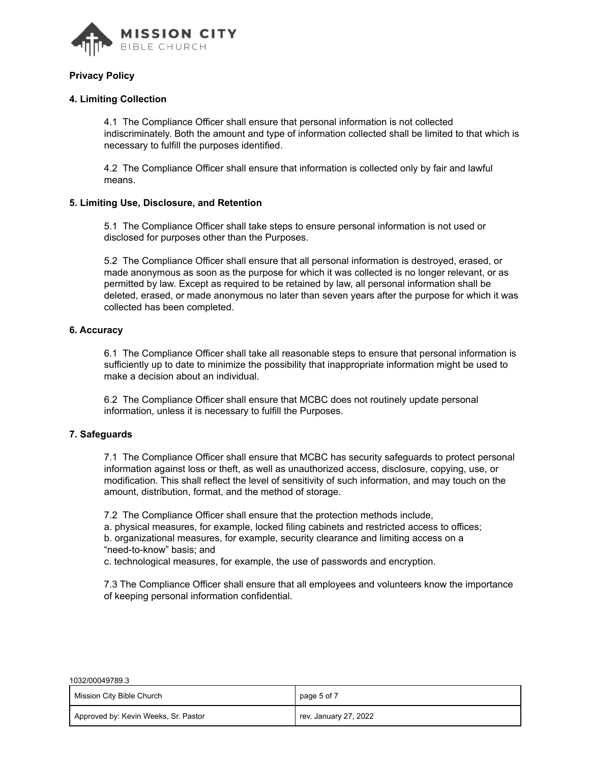**Privacy Policy**

**4. Limiting Collection**

4.1 The Compliance Officer shall ensure that personal information is not collected indiscriminately. Both the amount and type of information collected shall be limited to that which is necessary to fulfill the purposes identified.

4.2 The Compliance Officer shall ensure that information is collected only by fair and lawful means.

**5. Limiting Use, Disclosure, and Retention**

5.1 The Compliance Officer shall take steps to ensure personal information is not used or disclosed for purposes other than the Purposes.

5.2 The Compliance Officer shall ensure that all personal information is destroyed, erased, or made anonymous as soon as the purpose for which it was collected is no longer relevant, or as permitted by law. Except as required to be retained by law, all personal information shall be deleted, erased, or made anonymous no later than seven years after the purpose for which it was collected has been completed.

**6. Accuracy**

6.1 The Compliance Officer shall take all reasonable steps to ensure that personal information is sufficiently up to date to minimize the possibility that inappropriate information might be used to make a decision about an individual.

6.2 The Compliance Officer shall ensure that MCBC does not routinely update personal information, unless it is necessary to fulfill the Purposes.

**7. Safeguards**

7.1 The Compliance Officer shall ensure that MCBC has security safeguards to protect personal information against loss or theft, as well as unauthorized access, disclosure, copying, use, or modification. This shall reflect the level of sensitivity of such information, and may touch on the amount, distribution, format, and the method of storage.

7.2 The Compliance Officer shall ensure that the protection methods include,
a. physical measures, for example, locked filing cabinets and restricted access to offices;
b. organizational measures, for example, security clearance and limiting access on a "need-to-know" basis; and
c. technological measures, for example, the use of passwords and encryption.

7.3 The Compliance Officer shall ensure that all employees and volunteers know the importance of keeping personal information confidential.

1032/00049789.3

| Mission City Bible Church | page 5 of 7 |
|---|---|
| Approved by: Kevin Weeks, Sr. Pastor | rev. January 27, 2022 |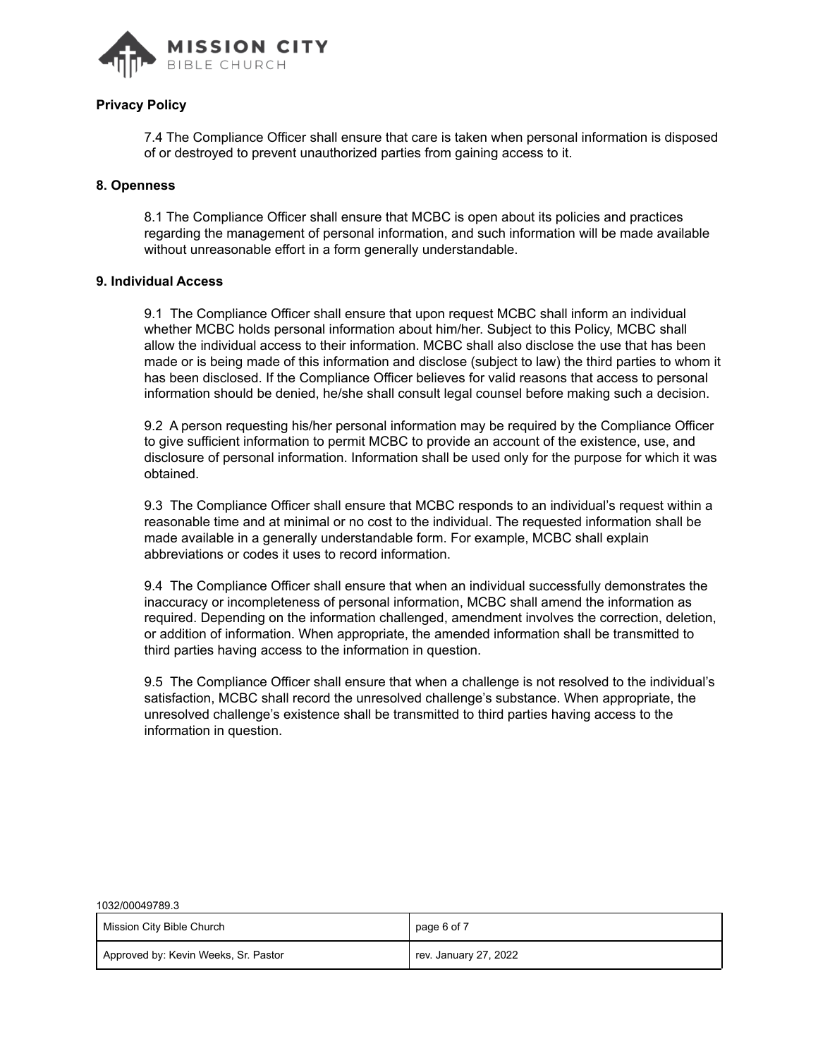**Privacy Policy**

7.4 The Compliance Officer shall ensure that care is taken when personal information is disposed of or destroyed to prevent unauthorized parties from gaining access to it.

**8. Openness**

8.1 The Compliance Officer shall ensure that MCBC is open about its policies and practices regarding the management of personal information, and such information will be made available without unreasonable effort in a form generally understandable.

**9. Individual Access**

9.1 The Compliance Officer shall ensure that upon request MCBC shall inform an individual whether MCBC holds personal information about him/her. Subject to this Policy, MCBC shall allow the individual access to their information. MCBC shall also disclose the use that has been made or is being made of this information and disclose (subject to law) the third parties to whom it has been disclosed. If the Compliance Officer believes for valid reasons that access to personal information should be denied, he/she shall consult legal counsel before making such a decision.

9.2 A person requesting his/her personal information may be required by the Compliance Officer to give sufficient information to permit MCBC to provide an account of the existence, use, and disclosure of personal information. Information shall be used only for the purpose for which it was obtained.

9.3 The Compliance Officer shall ensure that MCBC responds to an individual's request within a reasonable time and at minimal or no cost to the individual. The requested information shall be made available in a generally understandable form. For example, MCBC shall explain abbreviations or codes it uses to record information.

9.4 The Compliance Officer shall ensure that when an individual successfully demonstrates the inaccuracy or incompleteness of personal information, MCBC shall amend the information as required. Depending on the information challenged, amendment involves the correction, deletion, or addition of information. When appropriate, the amended information shall be transmitted to third parties having access to the information in question.

9.5 The Compliance Officer shall ensure that when a challenge is not resolved to the individual's satisfaction, MCBC shall record the unresolved challenge's substance. When appropriate, the unresolved challenge's existence shall be transmitted to third parties having access to the information in question.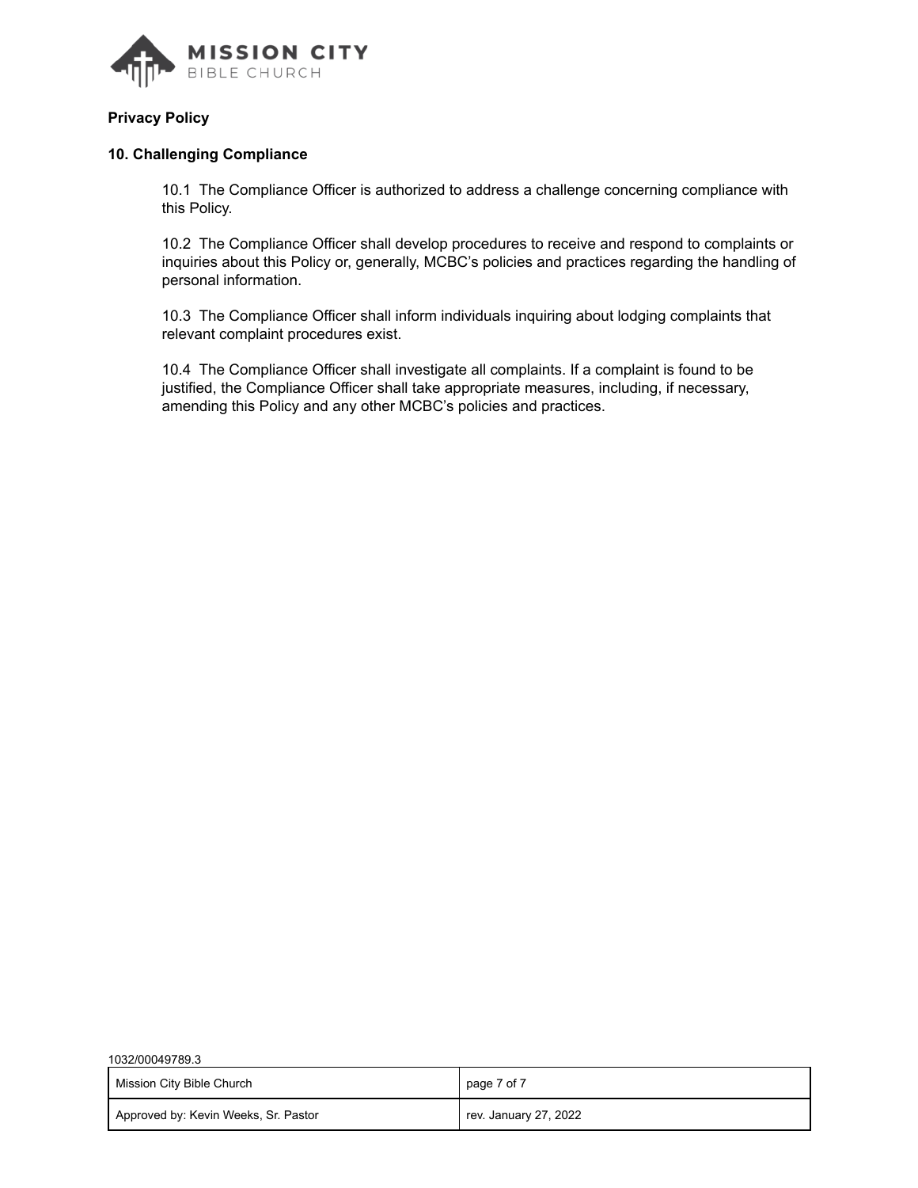**Privacy Policy**

**10. Challenging Compliance**

10.1 The Compliance Officer is authorized to address a challenge concerning compliance with this Policy.

10.2 The Compliance Officer shall develop procedures to receive and respond to complaints or inquiries about this Policy or, generally, MCBC's policies and practices regarding the handling of personal information.

10.3 The Compliance Officer shall inform individuals inquiring about lodging complaints that relevant complaint procedures exist.

10.4 The Compliance Officer shall investigate all complaints. If a complaint is found to be justified, the Compliance Officer shall take appropriate measures, including, if necessary, amending this Policy and any other MCBC's policies and practices.